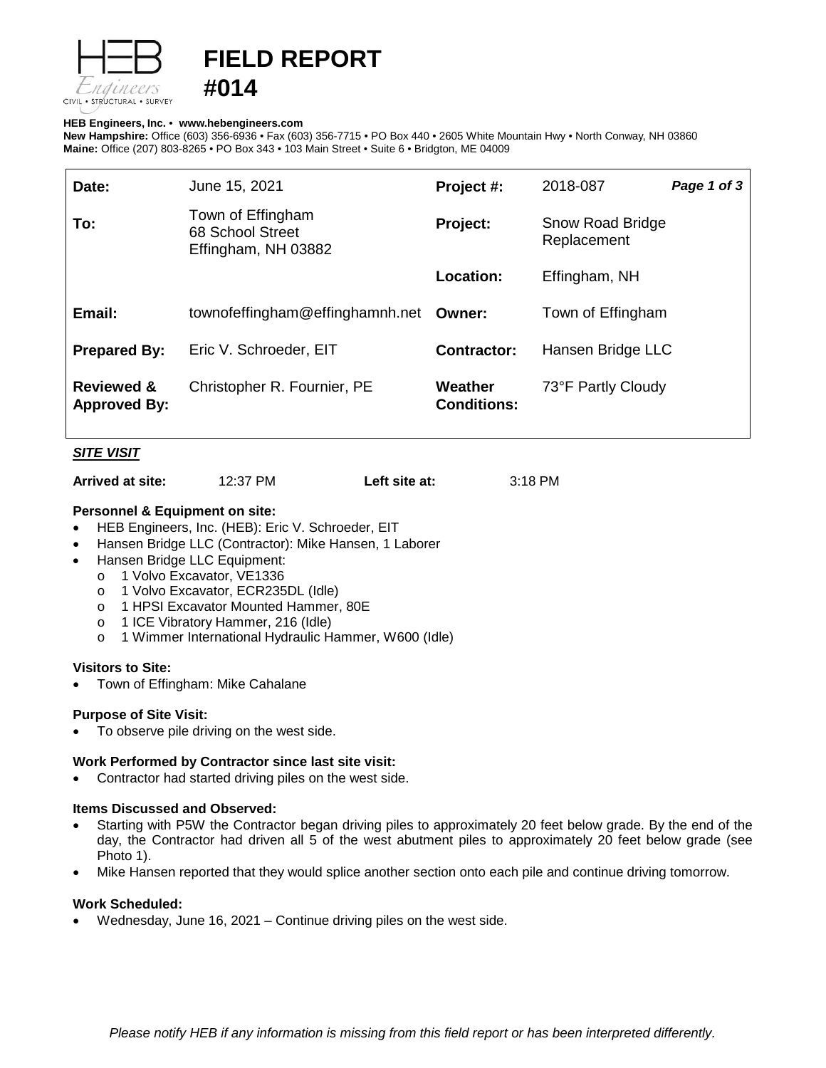# FIELD REPORT
# #014

**HEB Engineers, Inc.** • **www.hebengineers.com**
**New Hampshire:** Office (603) 356-6936 • Fax (603) 356-7715 • PO Box 440 • 2605 White Mountain Hwy • North Conway, NH 03860
**Maine:** Office (207) 803-8265 • PO Box 343 • 103 Main Street • Suite 6 • Bridgton, ME 04009

| | | | |
|---|---|---|---|
| **Date:** | June 15, 2021 | **Project #:** | 2018-087 |
| **To:** | Town of Effingham<br>68 School Street<br>Effingham, NH 03882 | **Project:** | Snow Road Bridge Replacement |
| | | **Location:** | Effingham, NH |
| **Email:** | townofeffingham@effinghamnh.net | **Owner:** | Town of Effingham |
| **Prepared By:** | Eric V. Schroeder, EIT | **Contractor:** | Hansen Bridge LLC |
| **Reviewed & Approved By:** | Christopher R. Fournier, PE | **Weather Conditions:** | 73°F Partly Cloudy |

***SITE VISIT***

**Arrived at site:** 12:37 PM **Left site at:** 3:18 PM

**Personnel & Equipment on site:**
- HEB Engineers, Inc. (HEB): Eric V. Schroeder, EIT
- Hansen Bridge LLC (Contractor): Mike Hansen, 1 Laborer
- Hansen Bridge LLC Equipment:
  - 1 Volvo Excavator, VE1336
  - 1 Volvo Excavator, ECR235DL (Idle)
  - 1 HPSI Excavator Mounted Hammer, 80E
  - 1 ICE Vibratory Hammer, 216 (Idle)
  - 1 Wimmer International Hydraulic Hammer, W600 (Idle)

**Visitors to Site:**
- Town of Effingham: Mike Cahalane

**Purpose of Site Visit:**
- To observe pile driving on the west side.

**Work Performed by Contractor since last site visit:**
- Contractor had started driving piles on the west side.

**Items Discussed and Observed:**
- Starting with P5W the Contractor began driving piles to approximately 20 feet below grade. By the end of the day, the Contractor had driven all 5 of the west abutment piles to approximately 20 feet below grade (see Photo 1).
- Mike Hansen reported that they would splice another section onto each pile and continue driving tomorrow.

**Work Scheduled:**
- Wednesday, June 16, 2021 – Continue driving piles on the west side.

*Please notify HEB if any information is missing from this field report or has been interpreted differently.*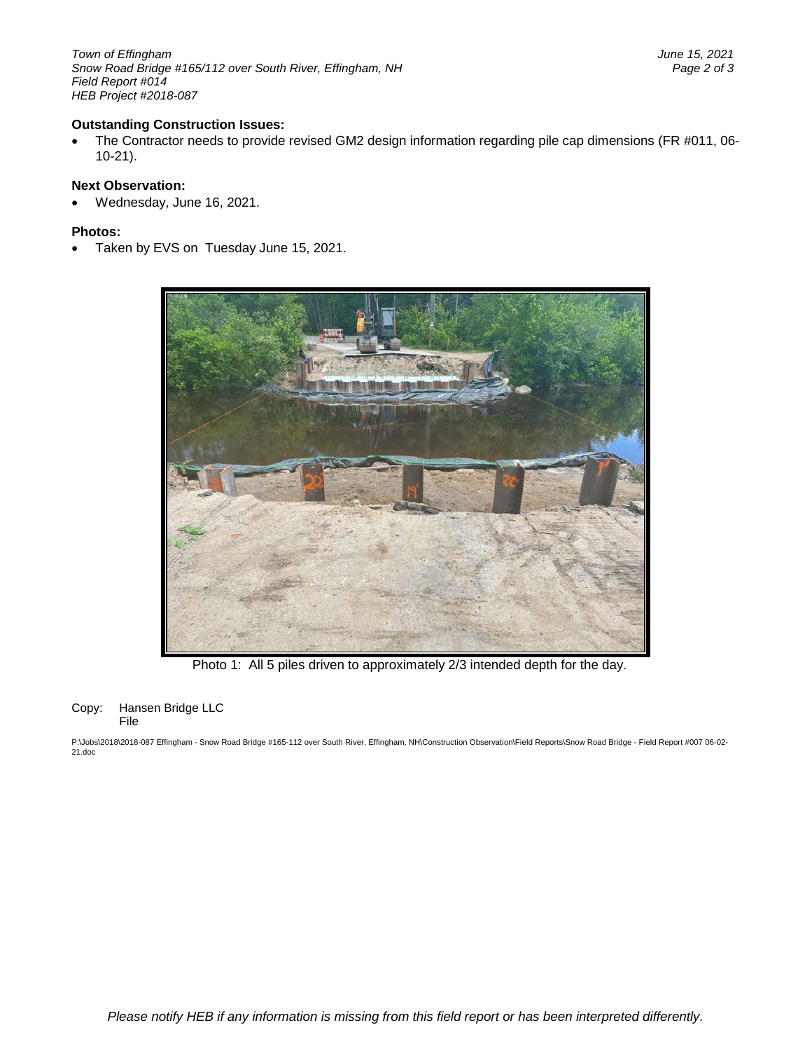**Outstanding Construction Issues:**

- The Contractor needs to provide revised GM2 design information regarding pile cap dimensions (FR #011, 06-10-21).

**Next Observation:**

- Wednesday, June 16, 2021.

**Photos:**

- Taken by EVS on Tuesday June 15, 2021.

Photo 1: All 5 piles driven to approximately 2/3 intended depth for the day.

Copy: Hansen Bridge LLC
File

P:\Jobs\2018\2018-087 Effingham - Snow Road Bridge #165-112 over South River, Effingham, NH\Construction Observation\Field Reports\Snow Road Bridge - Field Report #007 06-02-21.doc

*Please notify HEB if any information is missing from this field report or has been interpreted differently.*